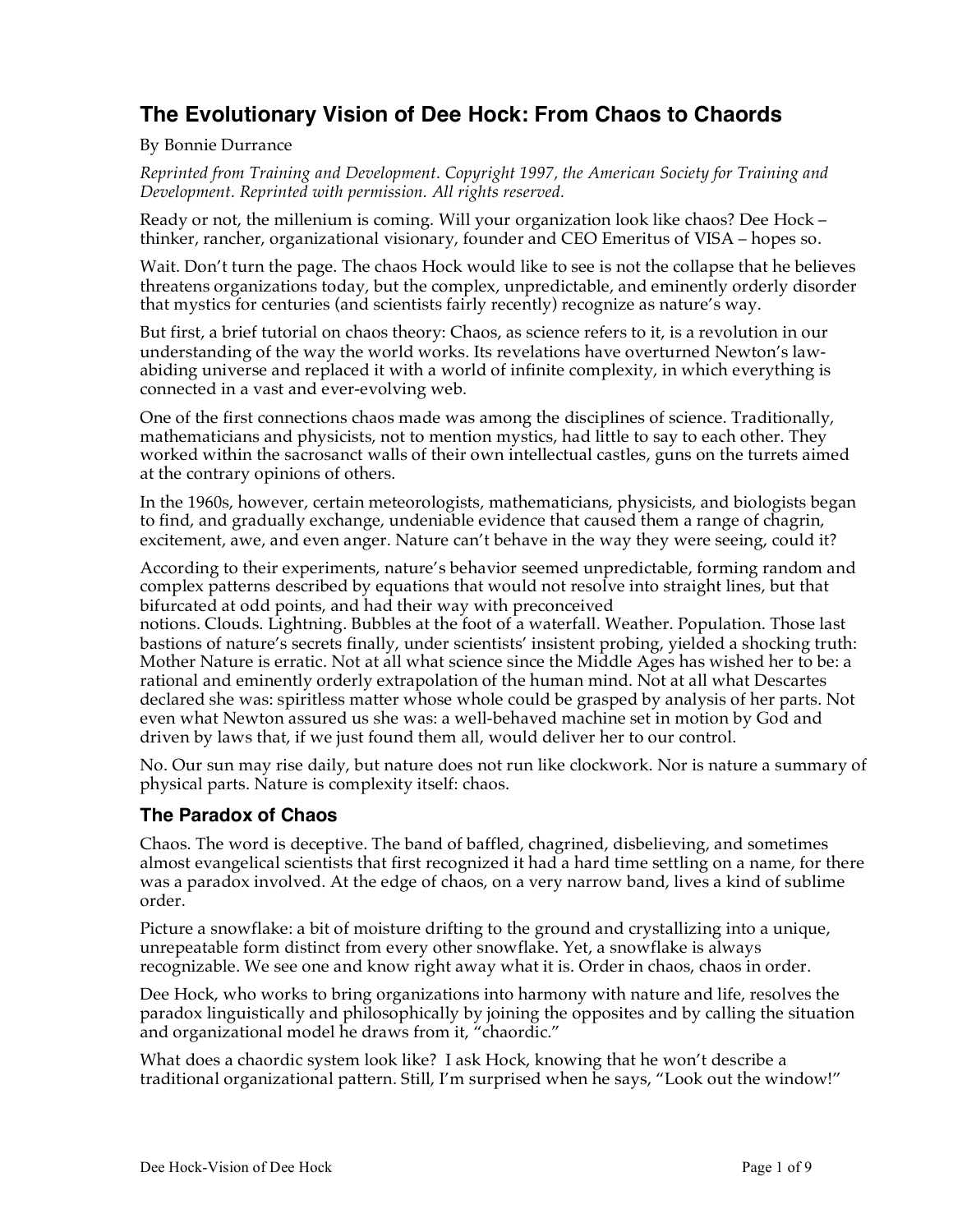# The Evolutionary Vision of Dee Hock: From Chaos to Chaords

By Bonnie Durrance

*Reprinted from Training and Development. Copyright 1997, the American Society for Training and Development. Reprinted with permission. All rights reserved.*

Ready or not, the millenium is coming. Will your organization look like chaos? Dee Hock – thinker, rancher, organizational visionary, founder and CEO Emeritus of VISA – hopes so.

Wait. Don't turn the page. The chaos Hock would like to see is not the collapse that he believes threatens organizations today, but the complex, unpredictable, and eminently orderly disorder that mystics for centuries (and scientists fairly recently) recognize as nature's way.

But first, a brief tutorial on chaos theory: Chaos, as science refers to it, is a revolution in our understanding of the way the world works. Its revelations have overturned Newton's law-abiding universe and replaced it with a world of infinite complexity, in which everything is connected in a vast and ever-evolving web.

One of the first connections chaos made was among the disciplines of science. Traditionally, mathematicians and physicists, not to mention mystics, had little to say to each other. They worked within the sacrosanct walls of their own intellectual castles, guns on the turrets aimed at the contrary opinions of others.

In the 1960s, however, certain meteorologists, mathematicians, physicists, and biologists began to find, and gradually exchange, undeniable evidence that caused them a range of chagrin, excitement, awe, and even anger. Nature can't behave in the way they were seeing, could it?

According to their experiments, nature's behavior seemed unpredictable, forming random and complex patterns described by equations that would not resolve into straight lines, but that bifurcated at odd points, and had their way with preconceived notions. Clouds. Lightning. Bubbles at the foot of a waterfall. Weather. Population. Those last bastions of nature's secrets finally, under scientists' insistent probing, yielded a shocking truth: Mother Nature is erratic. Not at all what science since the Middle Ages has wished her to be: a rational and eminently orderly extrapolation of the human mind. Not at all what Descartes declared she was: spiritless matter whose whole could be grasped by analysis of her parts. Not even what Newton assured us she was: a well-behaved machine set in motion by God and driven by laws that, if we just found them all, would deliver her to our control.

No. Our sun may rise daily, but nature does not run like clockwork. Nor is nature a summary of physical parts. Nature is complexity itself: chaos.

## The Paradox of Chaos

Chaos. The word is deceptive. The band of baffled, chagrined, disbelieving, and sometimes almost evangelical scientists that first recognized it had a hard time settling on a name, for there was a paradox involved. At the edge of chaos, on a very narrow band, lives a kind of sublime order.

Picture a snowflake: a bit of moisture drifting to the ground and crystallizing into a unique, unrepeatable form distinct from every other snowflake. Yet, a snowflake is always recognizable. We see one and know right away what it is. Order in chaos, chaos in order.

Dee Hock, who works to bring organizations into harmony with nature and life, resolves the paradox linguistically and philosophically by joining the opposites and by calling the situation and organizational model he draws from it, "chaordic."

What does a chaordic system look like? I ask Hock, knowing that he won't describe a traditional organizational pattern. Still, I'm surprised when he says, "Look out the window!"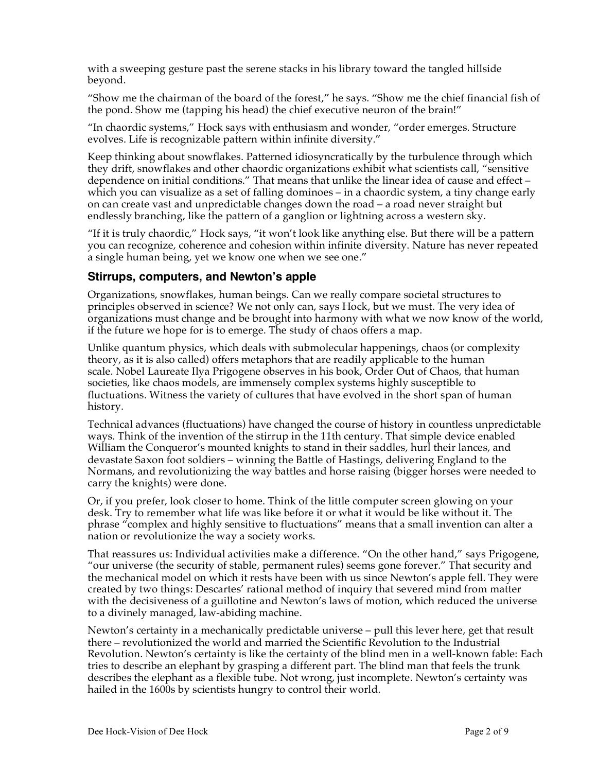with a sweeping gesture past the serene stacks in his library toward the tangled hillside beyond.

“Show me the chairman of the board of the forest,” he says. “Show me the chief financial fish of the pond. Show me (tapping his head) the chief executive neuron of the brain!”

“In chaordic systems,” Hock says with enthusiasm and wonder, “order emerges. Structure evolves. Life is recognizable pattern within infinite diversity.”

Keep thinking about snowflakes. Patterned idiosyncratically by the turbulence through which they drift, snowflakes and other chaordic organizations exhibit what scientists call, “sensitive dependence on initial conditions.” That means that unlike the linear idea of cause and effect – which you can visualize as a set of falling dominoes – in a chaordic system, a tiny change early on can create vast and unpredictable changes down the road – a road never straight but endlessly branching, like the pattern of a ganglion or lightning across a western sky.

“If it is truly chaordic,” Hock says, “it won’t look like anything else. But there will be a pattern you can recognize, coherence and cohesion within infinite diversity. Nature has never repeated a single human being, yet we know one when we see one.”

## Stirrups, computers, and Newton’s apple

Organizations, snowflakes, human beings. Can we really compare societal structures to principles observed in science? We not only can, says Hock, but we must. The very idea of organizations must change and be brought into harmony with what we now know of the world, if the future we hope for is to emerge. The study of chaos offers a map.

Unlike quantum physics, which deals with submolecular happenings, chaos (or complexity theory, as it is also called) offers metaphors that are readily applicable to the human scale. Nobel Laureate Ilya Prigogene observes in his book, Order Out of Chaos, that human societies, like chaos models, are immensely complex systems highly susceptible to fluctuations. Witness the variety of cultures that have evolved in the short span of human history.

Technical advances (fluctuations) have changed the course of history in countless unpredictable ways. Think of the invention of the stirrup in the 11th century. That simple device enabled William the Conqueror’s mounted knights to stand in their saddles, hurl their lances, and devastate Saxon foot soldiers – winning the Battle of Hastings, delivering England to the Normans, and revolutionizing the way battles and horse raising (bigger horses were needed to carry the knights) were done.

Or, if you prefer, look closer to home. Think of the little computer screen glowing on your desk. Try to remember what life was like before it or what it would be like without it. The phrase “complex and highly sensitive to fluctuations” means that a small invention can alter a nation or revolutionize the way a society works.

That reassures us: Individual activities make a difference. “On the other hand,” says Prigogene, “our universe (the security of stable, permanent rules) seems gone forever.” That security and the mechanical model on which it rests have been with us since Newton’s apple fell. They were created by two things: Descartes’ rational method of inquiry that severed mind from matter with the decisiveness of a guillotine and Newton’s laws of motion, which reduced the universe to a divinely managed, law-abiding machine.

Newton’s certainty in a mechanically predictable universe – pull this lever here, get that result there – revolutionized the world and married the Scientific Revolution to the Industrial Revolution. Newton’s certainty is like the certainty of the blind men in a well-known fable: Each tries to describe an elephant by grasping a different part. The blind man that feels the trunk describes the elephant as a flexible tube. Not wrong, just incomplete. Newton’s certainty was hailed in the 1600s by scientists hungry to control their world.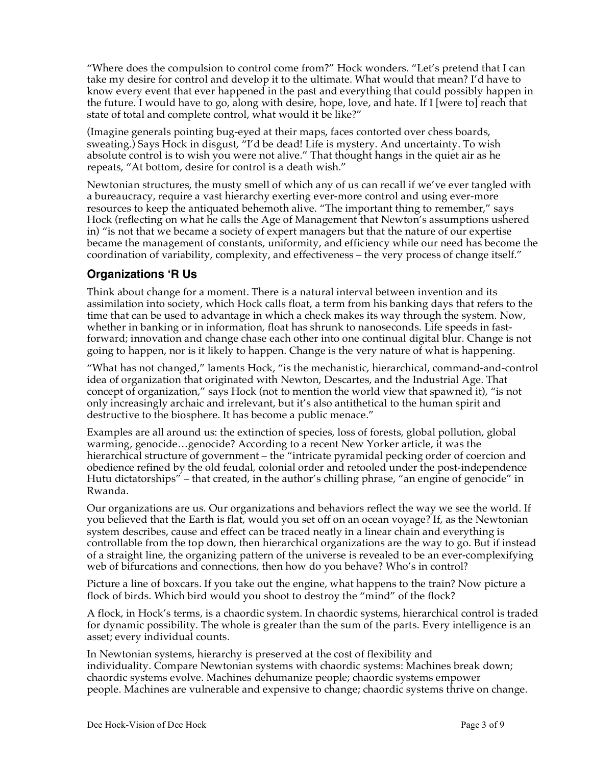"Where does the compulsion to control come from?" Hock wonders. "Let's pretend that I can take my desire for control and develop it to the ultimate. What would that mean? I'd have to know every event that ever happened in the past and everything that could possibly happen in the future. I would have to go, along with desire, hope, love, and hate. If I [were to] reach that state of total and complete control, what would it be like?"

(Imagine generals pointing bug-eyed at their maps, faces contorted over chess boards, sweating.) Says Hock in disgust, "I'd be dead! Life is mystery. And uncertainty. To wish absolute control is to wish you were not alive." That thought hangs in the quiet air as he repeats, "At bottom, desire for control is a death wish."

Newtonian structures, the musty smell of which any of us can recall if we've ever tangled with a bureaucracy, require a vast hierarchy exerting ever-more control and using ever-more resources to keep the antiquated behemoth alive. "The important thing to remember," says Hock (reflecting on what he calls the Age of Management that Newton's assumptions ushered in) "is not that we became a society of expert managers but that the nature of our expertise became the management of constants, uniformity, and efficiency while our need has become the coordination of variability, complexity, and effectiveness – the very process of change itself."

## Organizations 'R Us

Think about change for a moment. There is a natural interval between invention and its assimilation into society, which Hock calls float, a term from his banking days that refers to the time that can be used to advantage in which a check makes its way through the system. Now, whether in banking or in information, float has shrunk to nanoseconds. Life speeds in fast-forward; innovation and change chase each other into one continual digital blur. Change is not going to happen, nor is it likely to happen. Change is the very nature of what is happening.

"What has not changed," laments Hock, "is the mechanistic, hierarchical, command-and-control idea of organization that originated with Newton, Descartes, and the Industrial Age. That concept of organization," says Hock (not to mention the world view that spawned it), "is not only increasingly archaic and irrelevant, but it's also antithetical to the human spirit and destructive to the biosphere. It has become a public menace."

Examples are all around us: the extinction of species, loss of forests, global pollution, global warming, genocide…genocide? According to a recent New Yorker article, it was the hierarchical structure of government – the "intricate pyramidal pecking order of coercion and obedience refined by the old feudal, colonial order and retooled under the post-independence Hutu dictatorships" – that created, in the author's chilling phrase, "an engine of genocide" in Rwanda.

Our organizations are us. Our organizations and behaviors reflect the way we see the world. If you believed that the Earth is flat, would you set off on an ocean voyage? If, as the Newtonian system describes, cause and effect can be traced neatly in a linear chain and everything is controllable from the top down, then hierarchical organizations are the way to go. But if instead of a straight line, the organizing pattern of the universe is revealed to be an ever-complexifying web of bifurcations and connections, then how do you behave? Who's in control?

Picture a line of boxcars. If you take out the engine, what happens to the train? Now picture a flock of birds. Which bird would you shoot to destroy the "mind" of the flock?

A flock, in Hock's terms, is a chaordic system. In chaordic systems, hierarchical control is traded for dynamic possibility. The whole is greater than the sum of the parts. Every intelligence is an asset; every individual counts.

In Newtonian systems, hierarchy is preserved at the cost of flexibility and individuality. Compare Newtonian systems with chaordic systems: Machines break down; chaordic systems evolve. Machines dehumanize people; chaordic systems empower people. Machines are vulnerable and expensive to change; chaordic systems thrive on change.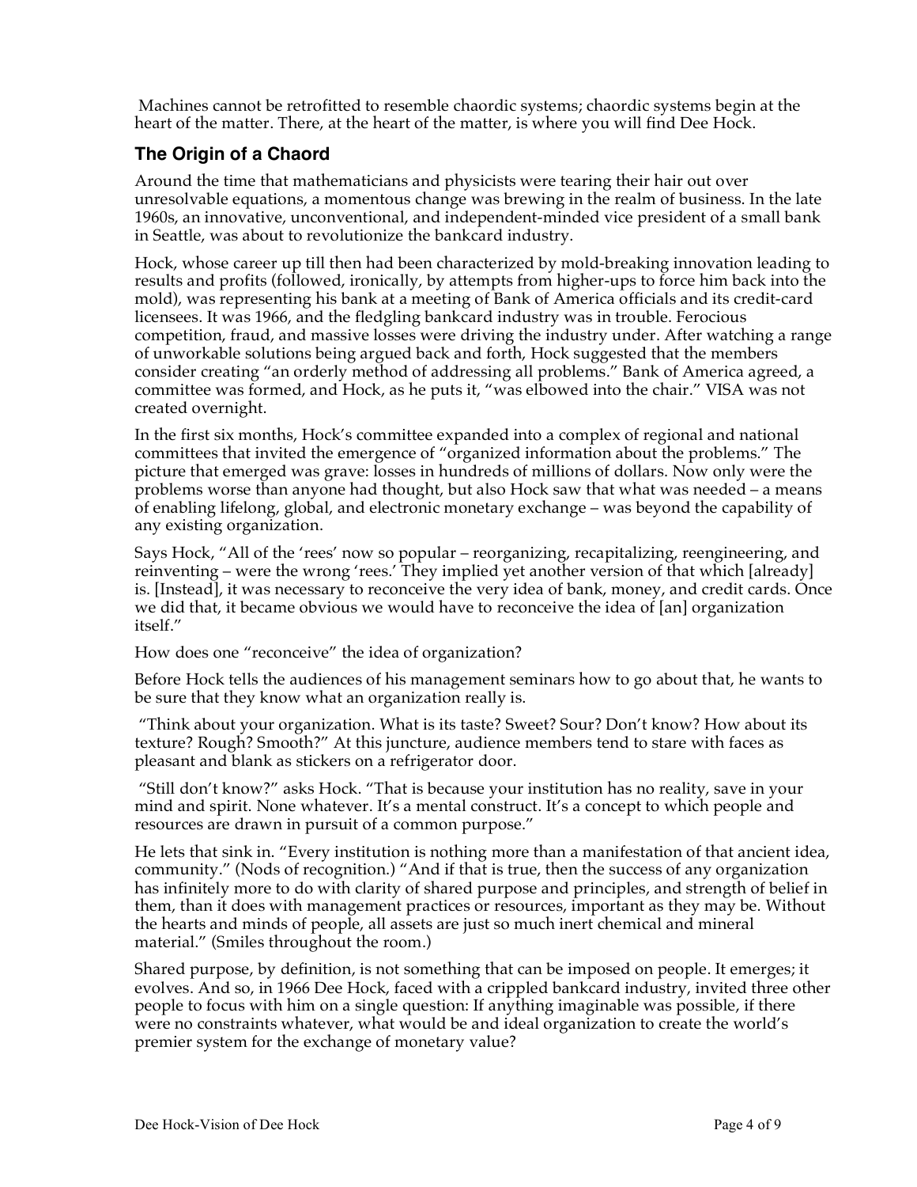Machines cannot be retrofitted to resemble chaordic systems; chaordic systems begin at the heart of the matter. There, at the heart of the matter, is where you will find Dee Hock.

### The Origin of a Chaord

Around the time that mathematicians and physicists were tearing their hair out over unresolvable equations, a momentous change was brewing in the realm of business. In the late 1960s, an innovative, unconventional, and independent-minded vice president of a small bank in Seattle, was about to revolutionize the bankcard industry.

Hock, whose career up till then had been characterized by mold-breaking innovation leading to results and profits (followed, ironically, by attempts from higher-ups to force him back into the mold), was representing his bank at a meeting of Bank of America officials and its credit-card licensees. It was 1966, and the fledgling bankcard industry was in trouble. Ferocious competition, fraud, and massive losses were driving the industry under. After watching a range of unworkable solutions being argued back and forth, Hock suggested that the members consider creating "an orderly method of addressing all problems." Bank of America agreed, a committee was formed, and Hock, as he puts it, "was elbowed into the chair." VISA was not created overnight.

In the first six months, Hock's committee expanded into a complex of regional and national committees that invited the emergence of "organized information about the problems." The picture that emerged was grave: losses in hundreds of millions of dollars. Now only were the problems worse than anyone had thought, but also Hock saw that what was needed – a means of enabling lifelong, global, and electronic monetary exchange – was beyond the capability of any existing organization.

Says Hock, "All of the 'rees' now so popular – reorganizing, recapitalizing, reengineering, and reinventing – were the wrong 'rees.' They implied yet another version of that which [already] is. [Instead], it was necessary to reconceive the very idea of bank, money, and credit cards. Once we did that, it became obvious we would have to reconceive the idea of [an] organization itself."

How does one "reconceive" the idea of organization?

Before Hock tells the audiences of his management seminars how to go about that, he wants to be sure that they know what an organization really is.

"Think about your organization. What is its taste? Sweet? Sour? Don't know? How about its texture? Rough? Smooth?" At this juncture, audience members tend to stare with faces as pleasant and blank as stickers on a refrigerator door.

"Still don't know?" asks Hock. "That is because your institution has no reality, save in your mind and spirit. None whatever. It's a mental construct. It's a concept to which people and resources are drawn in pursuit of a common purpose."

He lets that sink in. "Every institution is nothing more than a manifestation of that ancient idea, community." (Nods of recognition.) "And if that is true, then the success of any organization has infinitely more to do with clarity of shared purpose and principles, and strength of belief in them, than it does with management practices or resources, important as they may be. Without the hearts and minds of people, all assets are just so much inert chemical and mineral material." (Smiles throughout the room.)

Shared purpose, by definition, is not something that can be imposed on people. It emerges; it evolves. And so, in 1966 Dee Hock, faced with a crippled bankcard industry, invited three other people to focus with him on a single question: If anything imaginable was possible, if there were no constraints whatever, what would be and ideal organization to create the world's premier system for the exchange of monetary value?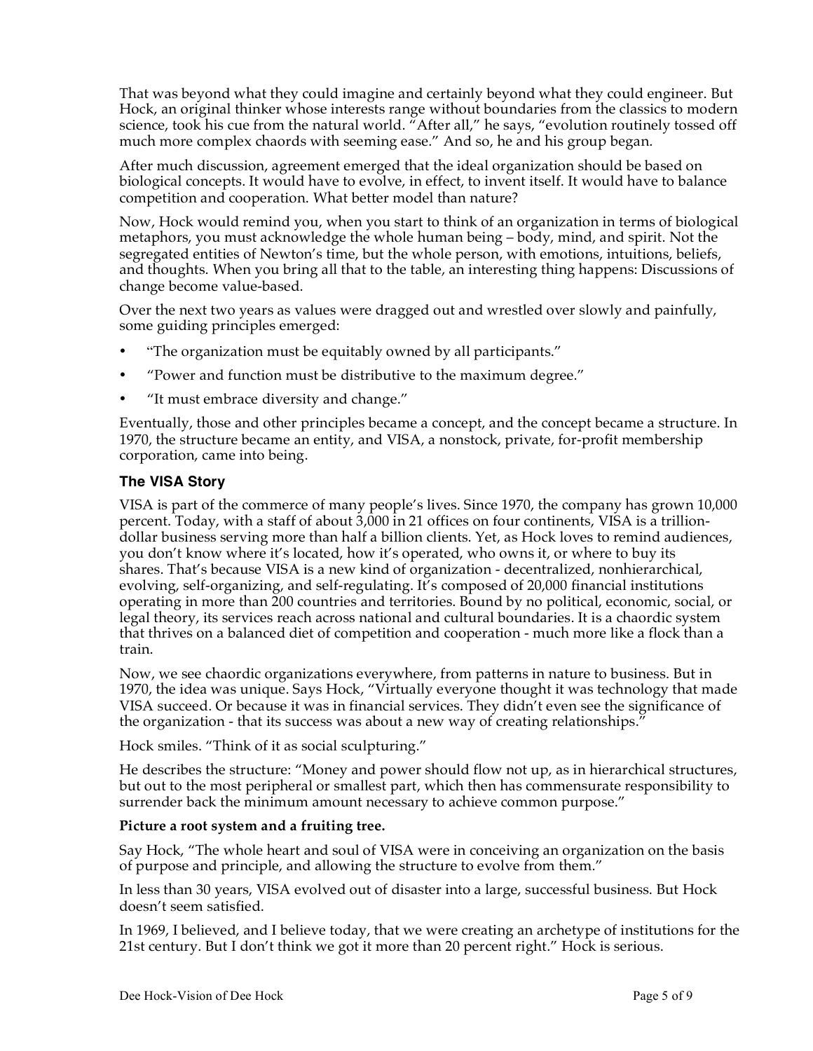That was beyond what they could imagine and certainly beyond what they could engineer. But Hock, an original thinker whose interests range without boundaries from the classics to modern science, took his cue from the natural world. "After all," he says, "evolution routinely tossed off much more complex chaords with seeming ease." And so, he and his group began.

After much discussion, agreement emerged that the ideal organization should be based on biological concepts. It would have to evolve, in effect, to invent itself. It would have to balance competition and cooperation. What better model than nature?

Now, Hock would remind you, when you start to think of an organization in terms of biological metaphors, you must acknowledge the whole human being – body, mind, and spirit. Not the segregated entities of Newton's time, but the whole person, with emotions, intuitions, beliefs, and thoughts. When you bring all that to the table, an interesting thing happens: Discussions of change become value-based.

Over the next two years as values were dragged out and wrestled over slowly and painfully, some guiding principles emerged:

- "The organization must be equitably owned by all participants."
- "Power and function must be distributive to the maximum degree."
- "It must embrace diversity and change."

Eventually, those and other principles became a concept, and the concept became a structure. In 1970, the structure became an entity, and VISA, a nonstock, private, for-profit membership corporation, came into being.

### The VISA Story

VISA is part of the commerce of many people's lives. Since 1970, the company has grown 10,000 percent. Today, with a staff of about 3,000 in 21 offices on four continents, VISA is a trillion-dollar business serving more than half a billion clients. Yet, as Hock loves to remind audiences, you don't know where it's located, how it's operated, who owns it, or where to buy its shares. That's because VISA is a new kind of organization - decentralized, nonhierarchical, evolving, self-organizing, and self-regulating. It's composed of 20,000 financial institutions operating in more than 200 countries and territories. Bound by no political, economic, social, or legal theory, its services reach across national and cultural boundaries. It is a chaordic system that thrives on a balanced diet of competition and cooperation - much more like a flock than a train.

Now, we see chaordic organizations everywhere, from patterns in nature to business. But in 1970, the idea was unique. Says Hock, "Virtually everyone thought it was technology that made VISA succeed. Or because it was in financial services. They didn't even see the significance of the organization - that its success was about a new way of creating relationships."

Hock smiles. "Think of it as social sculpturing."

He describes the structure: "Money and power should flow not up, as in hierarchical structures, but out to the most peripheral or smallest part, which then has commensurate responsibility to surrender back the minimum amount necessary to achieve common purpose."

**Picture a root system and a fruiting tree.**

Say Hock, "The whole heart and soul of VISA were in conceiving an organization on the basis of purpose and principle, and allowing the structure to evolve from them."

In less than 30 years, VISA evolved out of disaster into a large, successful business. But Hock doesn't seem satisfied.

In 1969, I believed, and I believe today, that we were creating an archetype of institutions for the 21st century. But I don't think we got it more than 20 percent right." Hock is serious.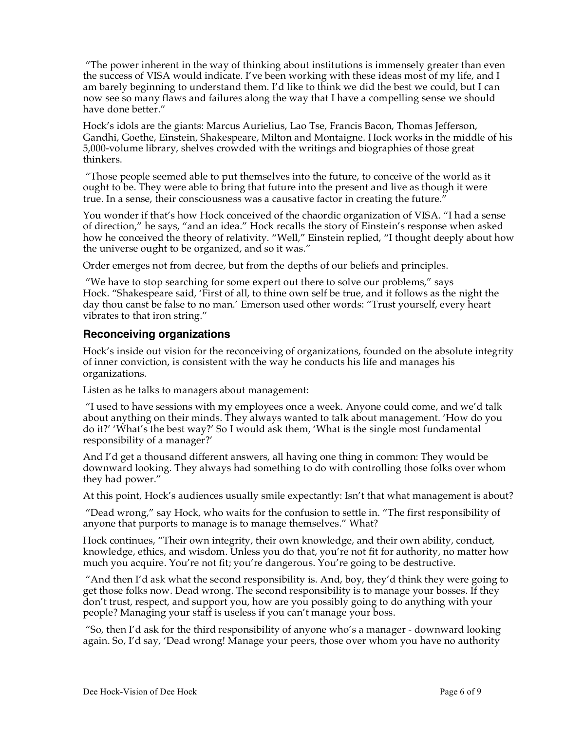"The power inherent in the way of thinking about institutions is immensely greater than even the success of VISA would indicate. I've been working with these ideas most of my life, and I am barely beginning to understand them. I'd like to think we did the best we could, but I can now see so many flaws and failures along the way that I have a compelling sense we should have done better."

Hock's idols are the giants: Marcus Aurielius, Lao Tse, Francis Bacon, Thomas Jefferson, Gandhi, Goethe, Einstein, Shakespeare, Milton and Montaigne. Hock works in the middle of his 5,000-volume library, shelves crowded with the writings and biographies of those great thinkers.

"Those people seemed able to put themselves into the future, to conceive of the world as it ought to be. They were able to bring that future into the present and live as though it were true. In a sense, their consciousness was a causative factor in creating the future."

You wonder if that's how Hock conceived of the chaordic organization of VISA. "I had a sense of direction," he says, "and an idea." Hock recalls the story of Einstein's response when asked how he conceived the theory of relativity. "Well," Einstein replied, "I thought deeply about how the universe ought to be organized, and so it was."

Order emerges not from decree, but from the depths of our beliefs and principles.

"We have to stop searching for some expert out there to solve our problems," says Hock. "Shakespeare said, 'First of all, to thine own self be true, and it follows as the night the day thou canst be false to no man.' Emerson used other words: "Trust yourself, every heart vibrates to that iron string."

## Reconceiving organizations

Hock's inside out vision for the reconceiving of organizations, founded on the absolute integrity of inner conviction, is consistent with the way he conducts his life and manages his organizations.

Listen as he talks to managers about management:

"I used to have sessions with my employees once a week. Anyone could come, and we'd talk about anything on their minds. They always wanted to talk about management. 'How do you do it?' 'What's the best way?' So I would ask them, 'What is the single most fundamental responsibility of a manager?'

And I'd get a thousand different answers, all having one thing in common: They would be downward looking. They always had something to do with controlling those folks over whom they had power."

At this point, Hock's audiences usually smile expectantly: Isn't that what management is about?

"Dead wrong," say Hock, who waits for the confusion to settle in. "The first responsibility of anyone that purports to manage is to manage themselves." What?

Hock continues, "Their own integrity, their own knowledge, and their own ability, conduct, knowledge, ethics, and wisdom. Unless you do that, you're not fit for authority, no matter how much you acquire. You're not fit; you're dangerous. You're going to be destructive.

"And then I'd ask what the second responsibility is. And, boy, they'd think they were going to get those folks now. Dead wrong. The second responsibility is to manage your bosses. If they don't trust, respect, and support you, how are you possibly going to do anything with your people? Managing your staff is useless if you can't manage your boss.

"So, then I'd ask for the third responsibility of anyone who's a manager - downward looking again. So, I'd say, 'Dead wrong! Manage your peers, those over whom you have no authority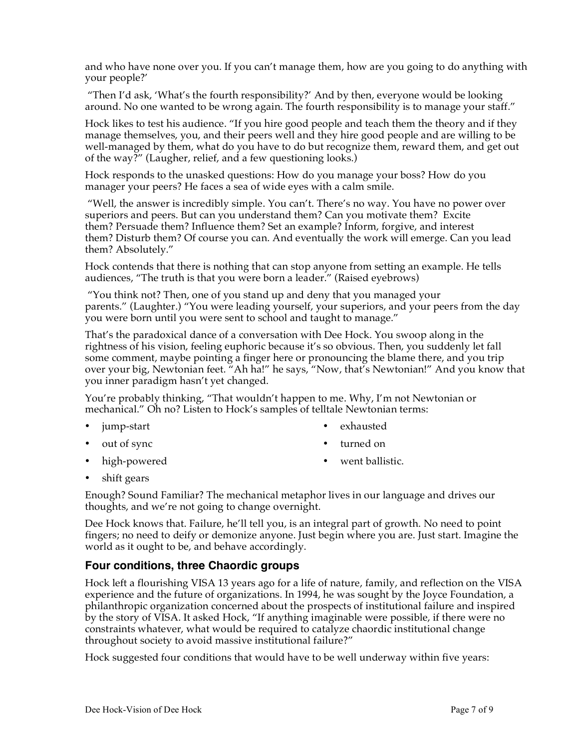and who have none over you. If you can't manage them, how are you going to do anything with your people?'

"Then I'd ask, 'What's the fourth responsibility?' And by then, everyone would be looking around. No one wanted to be wrong again. The fourth responsibility is to manage your staff."

Hock likes to test his audience. "If you hire good people and teach them the theory and if they manage themselves, you, and their peers well and they hire good people and are willing to be well-managed by them, what do you have to do but recognize them, reward them, and get out of the way?" (Laughter, relief, and a few questioning looks.)

Hock responds to the unasked questions: How do you manage your boss? How do you manager your peers? He faces a sea of wide eyes with a calm smile.

"Well, the answer is incredibly simple. You can't. There's no way. You have no power over superiors and peers. But can you understand them? Can you motivate them? Excite them? Persuade them? Influence them? Set an example? Inform, forgive, and interest them? Disturb them? Of course you can. And eventually the work will emerge. Can you lead them? Absolutely."

Hock contends that there is nothing that can stop anyone from setting an example. He tells audiences, "The truth is that you were born a leader." (Raised eyebrows)

"You think not? Then, one of you stand up and deny that you managed your parents." (Laughter.) "You were leading yourself, your superiors, and your peers from the day you were born until you were sent to school and taught to manage."

That's the paradoxical dance of a conversation with Dee Hock. You swoop along in the rightness of his vision, feeling euphoric because it's so obvious. Then, you suddenly let fall some comment, maybe pointing a finger here or pronouncing the blame there, and you trip over your big, Newtonian feet. "Ah ha!" he says, "Now, that's Newtonian!" And you know that you inner paradigm hasn't yet changed.

You're probably thinking, "That wouldn't happen to me. Why, I'm not Newtonian or mechanical." Oh no? Listen to Hock's samples of telltale Newtonian terms:

- jump-start
- out of sync
- high-powered
- shift gears
- exhausted
- turned on
- went ballistic.

Enough? Sound Familiar? The mechanical metaphor lives in our language and drives our thoughts, and we're not going to change overnight.

Dee Hock knows that. Failure, he'll tell you, is an integral part of growth. No need to point fingers; no need to deify or demonize anyone. Just begin where you are. Just start. Imagine the world as it ought to be, and behave accordingly.

## Four conditions, three Chaordic groups

Hock left a flourishing VISA 13 years ago for a life of nature, family, and reflection on the VISA experience and the future of organizations. In 1994, he was sought by the Joyce Foundation, a philanthropic organization concerned about the prospects of institutional failure and inspired by the story of VISA. It asked Hock, "If anything imaginable were possible, if there were no constraints whatever, what would be required to catalyze chaordic institutional change throughout society to avoid massive institutional failure?"

Hock suggested four conditions that would have to be well underway within five years: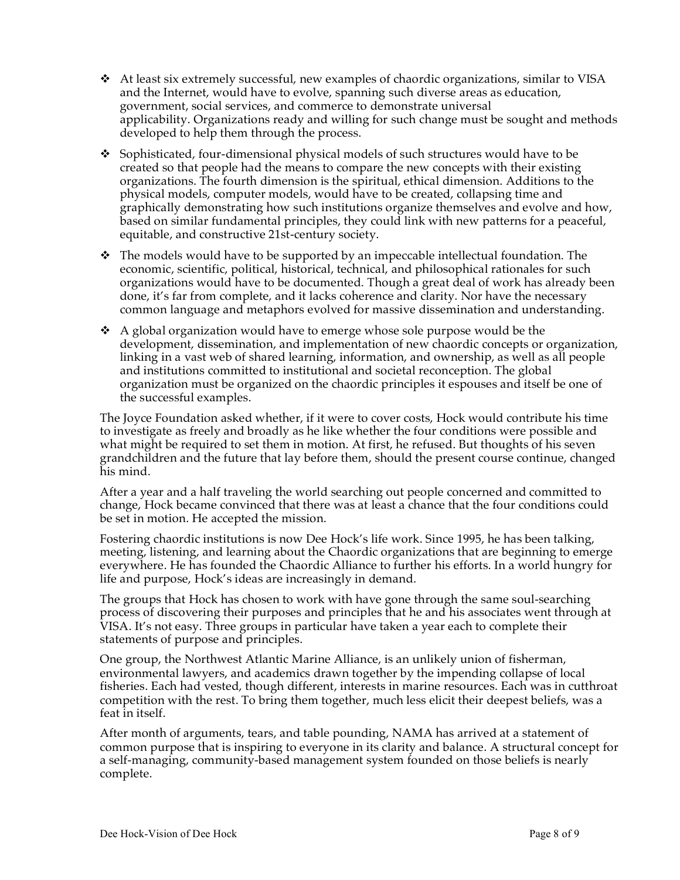- At least six extremely successful, new examples of chaordic organizations, similar to VISA and the Internet, would have to evolve, spanning such diverse areas as education, government, social services, and commerce to demonstrate universal applicability. Organizations ready and willing for such change must be sought and methods developed to help them through the process.

- Sophisticated, four-dimensional physical models of such structures would have to be created so that people had the means to compare the new concepts with their existing organizations. The fourth dimension is the spiritual, ethical dimension. Additions to the physical models, computer models, would have to be created, collapsing time and graphically demonstrating how such institutions organize themselves and evolve and how, based on similar fundamental principles, they could link with new patterns for a peaceful, equitable, and constructive 21st-century society.

- The models would have to be supported by an impeccable intellectual foundation. The economic, scientific, political, historical, technical, and philosophical rationales for such organizations would have to be documented. Though a great deal of work has already been done, it's far from complete, and it lacks coherence and clarity. Nor have the necessary common language and metaphors evolved for massive dissemination and understanding.

- A global organization would have to emerge whose sole purpose would be the development, dissemination, and implementation of new chaordic concepts or organization, linking in a vast web of shared learning, information, and ownership, as well as all people and institutions committed to institutional and societal reconception. The global organization must be organized on the chaordic principles it espouses and itself be one of the successful examples.

The Joyce Foundation asked whether, if it were to cover costs, Hock would contribute his time to investigate as freely and broadly as he like whether the four conditions were possible and what might be required to set them in motion. At first, he refused. But thoughts of his seven grandchildren and the future that lay before them, should the present course continue, changed his mind.

After a year and a half traveling the world searching out people concerned and committed to change, Hock became convinced that there was at least a chance that the four conditions could be set in motion. He accepted the mission.

Fostering chaordic institutions is now Dee Hock's life work. Since 1995, he has been talking, meeting, listening, and learning about the Chaordic organizations that are beginning to emerge everywhere. He has founded the Chaordic Alliance to further his efforts. In a world hungry for life and purpose, Hock's ideas are increasingly in demand.

The groups that Hock has chosen to work with have gone through the same soul-searching process of discovering their purposes and principles that he and his associates went through at VISA. It's not easy. Three groups in particular have taken a year each to complete their statements of purpose and principles.

One group, the Northwest Atlantic Marine Alliance, is an unlikely union of fisherman, environmental lawyers, and academics drawn together by the impending collapse of local fisheries. Each had vested, though different, interests in marine resources. Each was in cutthroat competition with the rest. To bring them together, much less elicit their deepest beliefs, was a feat in itself.

After month of arguments, tears, and table pounding, NAMA has arrived at a statement of common purpose that is inspiring to everyone in its clarity and balance. A structural concept for a self-managing, community-based management system founded on those beliefs is nearly complete.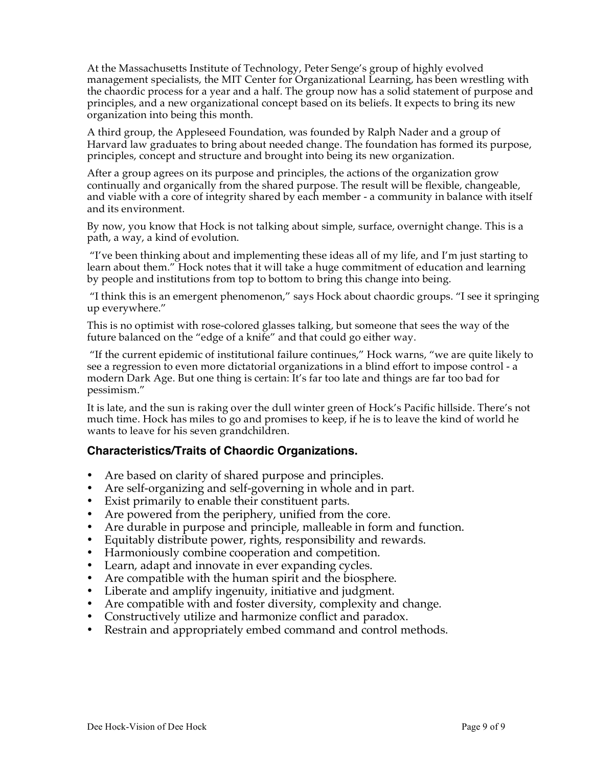At the Massachusetts Institute of Technology, Peter Senge's group of highly evolved management specialists, the MIT Center for Organizational Learning, has been wrestling with the chaordic process for a year and a half. The group now has a solid statement of purpose and principles, and a new organizational concept based on its beliefs. It expects to bring its new organization into being this month.

A third group, the Appleseed Foundation, was founded by Ralph Nader and a group of Harvard law graduates to bring about needed change. The foundation has formed its purpose, principles, concept and structure and brought into being its new organization.

After a group agrees on its purpose and principles, the actions of the organization grow continually and organically from the shared purpose. The result will be flexible, changeable, and viable with a core of integrity shared by each member - a community in balance with itself and its environment.

By now, you know that Hock is not talking about simple, surface, overnight change. This is a path, a way, a kind of evolution.

"I've been thinking about and implementing these ideas all of my life, and I'm just starting to learn about them." Hock notes that it will take a huge commitment of education and learning by people and institutions from top to bottom to bring this change into being.

"I think this is an emergent phenomenon," says Hock about chaordic groups. "I see it springing up everywhere."

This is no optimist with rose-colored glasses talking, but someone that sees the way of the future balanced on the "edge of a knife" and that could go either way.

"If the current epidemic of institutional failure continues," Hock warns, "we are quite likely to see a regression to even more dictatorial organizations in a blind effort to impose control - a modern Dark Age. But one thing is certain: It's far too late and things are far too bad for pessimism."

It is late, and the sun is raking over the dull winter green of Hock's Pacific hillside. There's not much time. Hock has miles to go and promises to keep, if he is to leave the kind of world he wants to leave for his seven grandchildren.

### Characteristics/Traits of Chaordic Organizations.

- Are based on clarity of shared purpose and principles.
- Are self-organizing and self-governing in whole and in part.
- Exist primarily to enable their constituent parts.
- Are powered from the periphery, unified from the core.
- Are durable in purpose and principle, malleable in form and function.
- Equitably distribute power, rights, responsibility and rewards.
- Harmoniously combine cooperation and competition.
- Learn, adapt and innovate in ever expanding cycles.
- Are compatible with the human spirit and the biosphere.
- Liberate and amplify ingenuity, initiative and judgment.
- Are compatible with and foster diversity, complexity and change.
- Constructively utilize and harmonize conflict and paradox.
- Restrain and appropriately embed command and control methods.